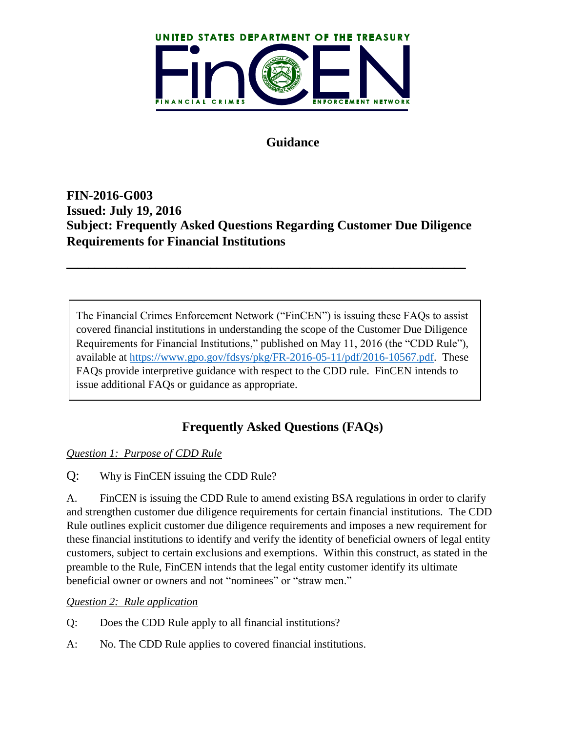UNITED STATES DEPARTMENT OF THE TREASURY

FinCEN

FINANCIAL CRIMES ENFORCEMENT NETWORK

# Guidance

**FIN-2016-G003**
**Issued: July 19, 2016**
**Subject: Frequently Asked Questions Regarding Customer Due Diligence Requirements for Financial Institutions**

---

> The Financial Crimes Enforcement Network ("FinCEN") is issuing these FAQs to assist covered financial institutions in understanding the scope of the Customer Due Diligence Requirements for Financial Institutions," published on May 11, 2016 (the "CDD Rule"), available at https://www.gpo.gov/fdsys/pkg/FR-2016-05-11/pdf/2016-10567.pdf. These FAQs provide interpretive guidance with respect to the CDD rule. FinCEN intends to issue additional FAQs or guidance as appropriate.

## Frequently Asked Questions (FAQs)

*Question 1: Purpose of CDD Rule*

Q: Why is FinCEN issuing the CDD Rule?

A. FinCEN is issuing the CDD Rule to amend existing BSA regulations in order to clarify and strengthen customer due diligence requirements for certain financial institutions. The CDD Rule outlines explicit customer due diligence requirements and imposes a new requirement for these financial institutions to identify and verify the identity of beneficial owners of legal entity customers, subject to certain exclusions and exemptions. Within this construct, as stated in the preamble to the Rule, FinCEN intends that the legal entity customer identify its ultimate beneficial owner or owners and not "nominees" or "straw men."

*Question 2: Rule application*

Q: Does the CDD Rule apply to all financial institutions?

A: No. The CDD Rule applies to covered financial institutions.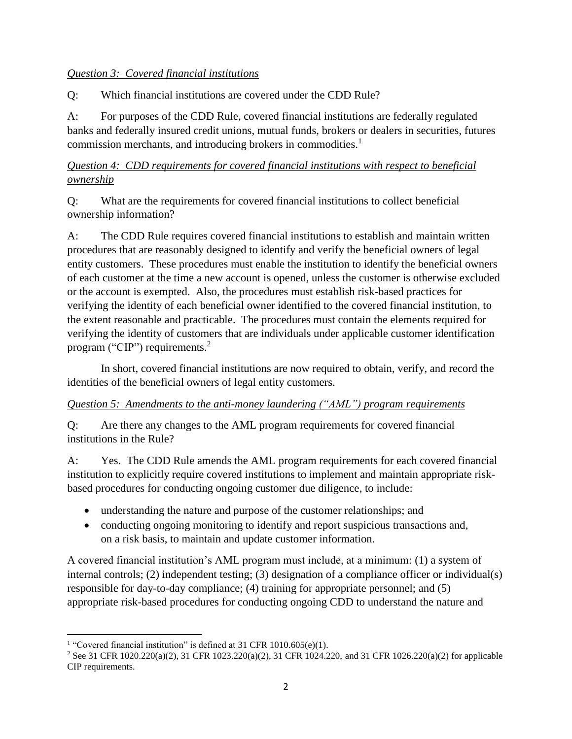*Question 3: Covered financial institutions*

Q: Which financial institutions are covered under the CDD Rule?

A: For purposes of the CDD Rule, covered financial institutions are federally regulated banks and federally insured credit unions, mutual funds, brokers or dealers in securities, futures commission merchants, and introducing brokers in commodities.[1]

*Question 4: CDD requirements for covered financial institutions with respect to beneficial ownership*

Q: What are the requirements for covered financial institutions to collect beneficial ownership information?

A: The CDD Rule requires covered financial institutions to establish and maintain written procedures that are reasonably designed to identify and verify the beneficial owners of legal entity customers. These procedures must enable the institution to identify the beneficial owners of each customer at the time a new account is opened, unless the customer is otherwise excluded or the account is exempted. Also, the procedures must establish risk-based practices for verifying the identity of each beneficial owner identified to the covered financial institution, to the extent reasonable and practicable. The procedures must contain the elements required for verifying the identity of customers that are individuals under applicable customer identification program ("CIP") requirements.[2]

In short, covered financial institutions are now required to obtain, verify, and record the identities of the beneficial owners of legal entity customers.

*Question 5: Amendments to the anti-money laundering ("AML") program requirements*

Q: Are there any changes to the AML program requirements for covered financial institutions in the Rule?

A: Yes. The CDD Rule amends the AML program requirements for each covered financial institution to explicitly require covered institutions to implement and maintain appropriate risk-based procedures for conducting ongoing customer due diligence, to include:

- understanding the nature and purpose of the customer relationships; and
- conducting ongoing monitoring to identify and report suspicious transactions and, on a risk basis, to maintain and update customer information.

A covered financial institution's AML program must include, at a minimum: (1) a system of internal controls; (2) independent testing; (3) designation of a compliance officer or individual(s) responsible for day-to-day compliance; (4) training for appropriate personnel; and (5) appropriate risk-based procedures for conducting ongoing CDD to understand the nature and

---

[1] "Covered financial institution" is defined at 31 CFR 1010.605(e)(1).

[2] See 31 CFR 1020.220(a)(2), 31 CFR 1023.220(a)(2), 31 CFR 1024.220, and 31 CFR 1026.220(a)(2) for applicable CIP requirements.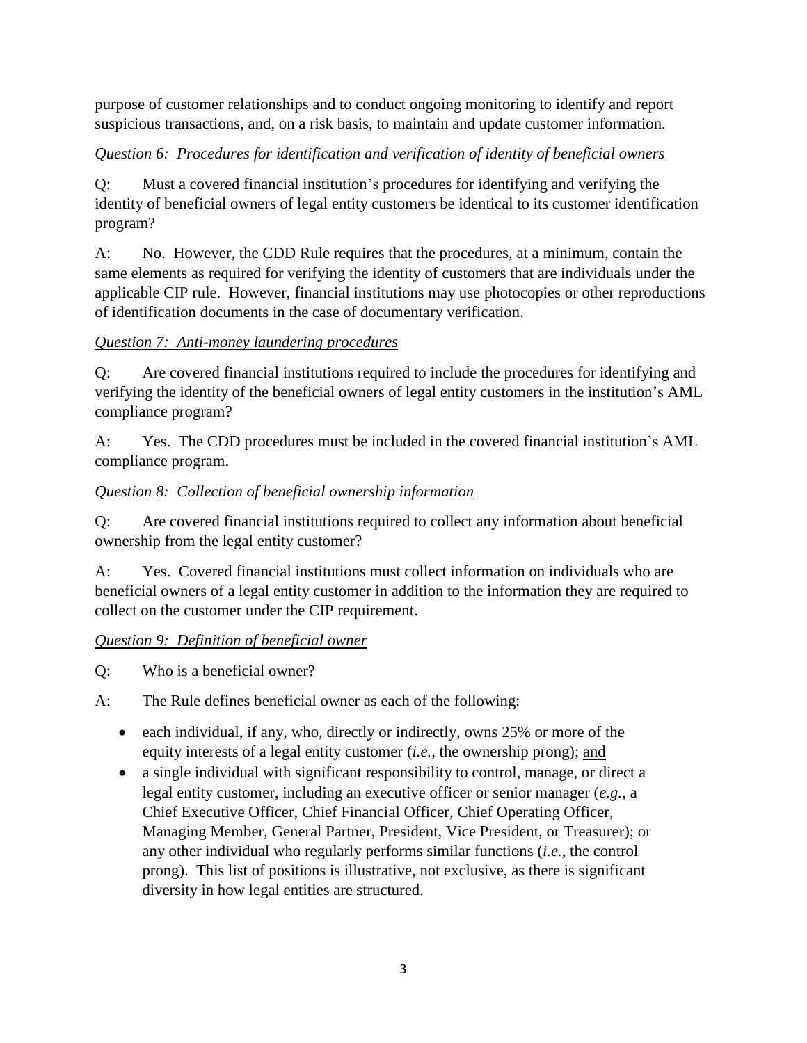purpose of customer relationships and to conduct ongoing monitoring to identify and report suspicious transactions, and, on a risk basis, to maintain and update customer information.

*Question 6: Procedures for identification and verification of identity of beneficial owners*

Q: Must a covered financial institution's procedures for identifying and verifying the identity of beneficial owners of legal entity customers be identical to its customer identification program?

A: No. However, the CDD Rule requires that the procedures, at a minimum, contain the same elements as required for verifying the identity of customers that are individuals under the applicable CIP rule. However, financial institutions may use photocopies or other reproductions of identification documents in the case of documentary verification.

*Question 7: Anti-money laundering procedures*

Q: Are covered financial institutions required to include the procedures for identifying and verifying the identity of the beneficial owners of legal entity customers in the institution's AML compliance program?

A: Yes. The CDD procedures must be included in the covered financial institution's AML compliance program.

*Question 8: Collection of beneficial ownership information*

Q: Are covered financial institutions required to collect any information about beneficial ownership from the legal entity customer?

A: Yes. Covered financial institutions must collect information on individuals who are beneficial owners of a legal entity customer in addition to the information they are required to collect on the customer under the CIP requirement.

*Question 9: Definition of beneficial owner*

Q: Who is a beneficial owner?

A: The Rule defines beneficial owner as each of the following:

- each individual, if any, who, directly or indirectly, owns 25% or more of the equity interests of a legal entity customer (*i.e.*, the ownership prong); and
- a single individual with significant responsibility to control, manage, or direct a legal entity customer, including an executive officer or senior manager (*e.g.*, a Chief Executive Officer, Chief Financial Officer, Chief Operating Officer, Managing Member, General Partner, President, Vice President, or Treasurer); or any other individual who regularly performs similar functions (*i.e.*, the control prong). This list of positions is illustrative, not exclusive, as there is significant diversity in how legal entities are structured.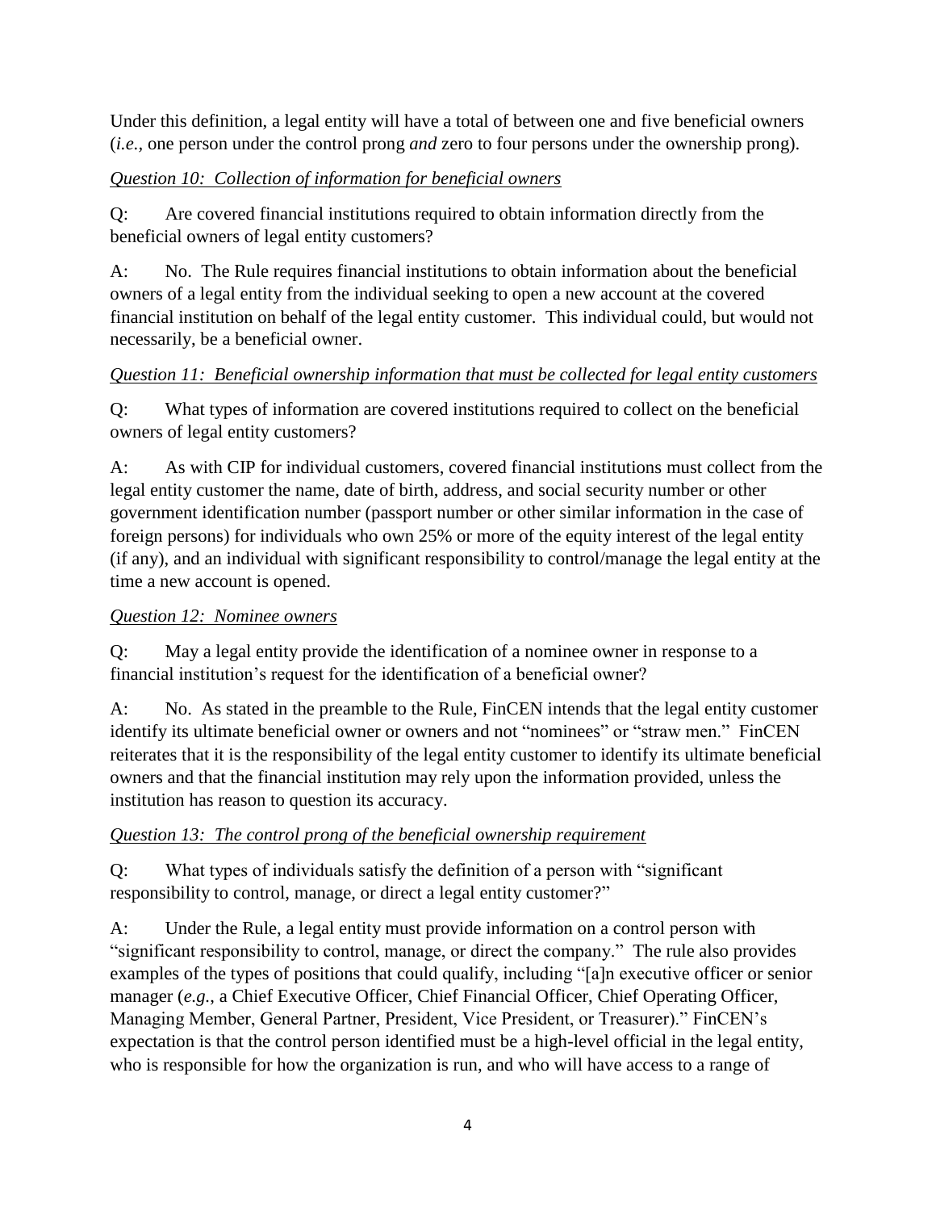Under this definition, a legal entity will have a total of between one and five beneficial owners (*i.e.*, one person under the control prong *and* zero to four persons under the ownership prong).

*Question 10: Collection of information for beneficial owners*

Q: Are covered financial institutions required to obtain information directly from the beneficial owners of legal entity customers?

A: No. The Rule requires financial institutions to obtain information about the beneficial owners of a legal entity from the individual seeking to open a new account at the covered financial institution on behalf of the legal entity customer. This individual could, but would not necessarily, be a beneficial owner.

*Question 11: Beneficial ownership information that must be collected for legal entity customers*

Q: What types of information are covered institutions required to collect on the beneficial owners of legal entity customers?

A: As with CIP for individual customers, covered financial institutions must collect from the legal entity customer the name, date of birth, address, and social security number or other government identification number (passport number or other similar information in the case of foreign persons) for individuals who own 25% or more of the equity interest of the legal entity (if any), and an individual with significant responsibility to control/manage the legal entity at the time a new account is opened.

*Question 12: Nominee owners*

Q: May a legal entity provide the identification of a nominee owner in response to a financial institution's request for the identification of a beneficial owner?

A: No. As stated in the preamble to the Rule, FinCEN intends that the legal entity customer identify its ultimate beneficial owner or owners and not "nominees" or "straw men." FinCEN reiterates that it is the responsibility of the legal entity customer to identify its ultimate beneficial owners and that the financial institution may rely upon the information provided, unless the institution has reason to question its accuracy.

*Question 13: The control prong of the beneficial ownership requirement*

Q: What types of individuals satisfy the definition of a person with "significant responsibility to control, manage, or direct a legal entity customer?"

A: Under the Rule, a legal entity must provide information on a control person with "significant responsibility to control, manage, or direct the company." The rule also provides examples of the types of positions that could qualify, including "[a]n executive officer or senior manager (*e.g.*, a Chief Executive Officer, Chief Financial Officer, Chief Operating Officer, Managing Member, General Partner, President, Vice President, or Treasurer)." FinCEN's expectation is that the control person identified must be a high-level official in the legal entity, who is responsible for how the organization is run, and who will have access to a range of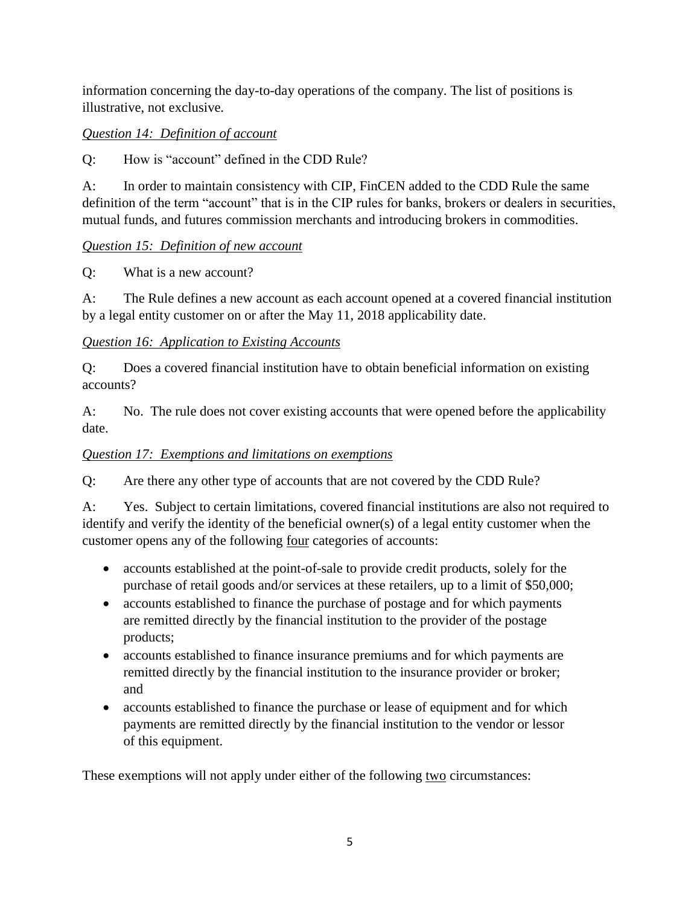information concerning the day-to-day operations of the company. The list of positions is illustrative, not exclusive.

*Question 14: Definition of account*

Q: How is "account" defined in the CDD Rule?

A: In order to maintain consistency with CIP, FinCEN added to the CDD Rule the same definition of the term "account" that is in the CIP rules for banks, brokers or dealers in securities, mutual funds, and futures commission merchants and introducing brokers in commodities.

*Question 15: Definition of new account*

Q: What is a new account?

A: The Rule defines a new account as each account opened at a covered financial institution by a legal entity customer on or after the May 11, 2018 applicability date.

*Question 16: Application to Existing Accounts*

Q: Does a covered financial institution have to obtain beneficial information on existing accounts?

A: No. The rule does not cover existing accounts that were opened before the applicability date.

*Question 17: Exemptions and limitations on exemptions*

Q: Are there any other type of accounts that are not covered by the CDD Rule?

A: Yes. Subject to certain limitations, covered financial institutions are also not required to identify and verify the identity of the beneficial owner(s) of a legal entity customer when the customer opens any of the following four categories of accounts:

- accounts established at the point-of-sale to provide credit products, solely for the purchase of retail goods and/or services at these retailers, up to a limit of $50,000;
- accounts established to finance the purchase of postage and for which payments are remitted directly by the financial institution to the provider of the postage products;
- accounts established to finance insurance premiums and for which payments are remitted directly by the financial institution to the insurance provider or broker; and
- accounts established to finance the purchase or lease of equipment and for which payments are remitted directly by the financial institution to the vendor or lessor of this equipment.

These exemptions will not apply under either of the following two circumstances: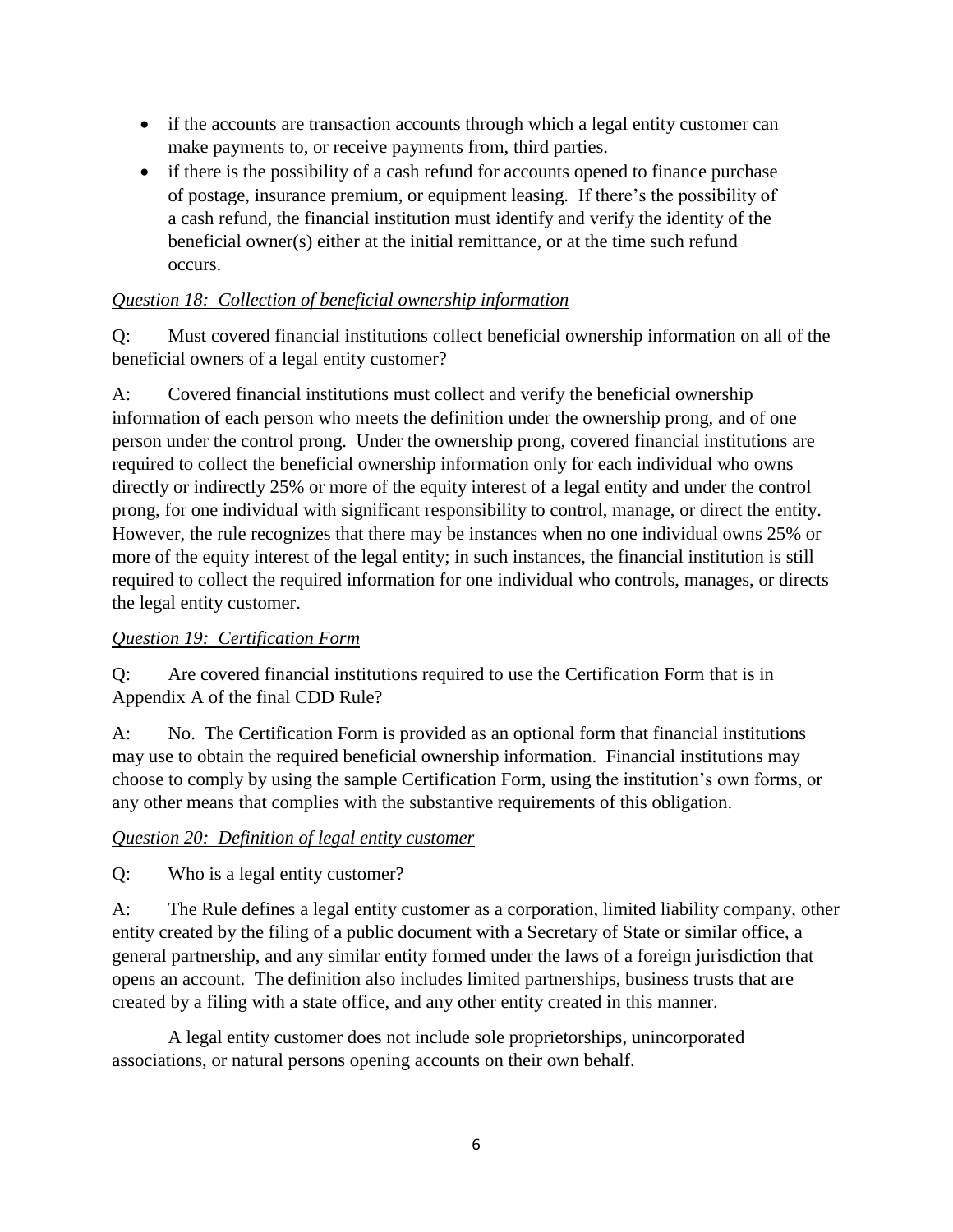- if the accounts are transaction accounts through which a legal entity customer can make payments to, or receive payments from, third parties.
- if there is the possibility of a cash refund for accounts opened to finance purchase of postage, insurance premium, or equipment leasing. If there's the possibility of a cash refund, the financial institution must identify and verify the identity of the beneficial owner(s) either at the initial remittance, or at the time such refund occurs.

*Question 18: Collection of beneficial ownership information*

Q: Must covered financial institutions collect beneficial ownership information on all of the beneficial owners of a legal entity customer?

A: Covered financial institutions must collect and verify the beneficial ownership information of each person who meets the definition under the ownership prong, and of one person under the control prong. Under the ownership prong, covered financial institutions are required to collect the beneficial ownership information only for each individual who owns directly or indirectly 25% or more of the equity interest of a legal entity and under the control prong, for one individual with significant responsibility to control, manage, or direct the entity. However, the rule recognizes that there may be instances when no one individual owns 25% or more of the equity interest of the legal entity; in such instances, the financial institution is still required to collect the required information for one individual who controls, manages, or directs the legal entity customer.

*Question 19: Certification Form*

Q: Are covered financial institutions required to use the Certification Form that is in Appendix A of the final CDD Rule?

A: No. The Certification Form is provided as an optional form that financial institutions may use to obtain the required beneficial ownership information. Financial institutions may choose to comply by using the sample Certification Form, using the institution's own forms, or any other means that complies with the substantive requirements of this obligation.

*Question 20: Definition of legal entity customer*

Q: Who is a legal entity customer?

A: The Rule defines a legal entity customer as a corporation, limited liability company, other entity created by the filing of a public document with a Secretary of State or similar office, a general partnership, and any similar entity formed under the laws of a foreign jurisdiction that opens an account. The definition also includes limited partnerships, business trusts that are created by a filing with a state office, and any other entity created in this manner.

A legal entity customer does not include sole proprietorships, unincorporated associations, or natural persons opening accounts on their own behalf.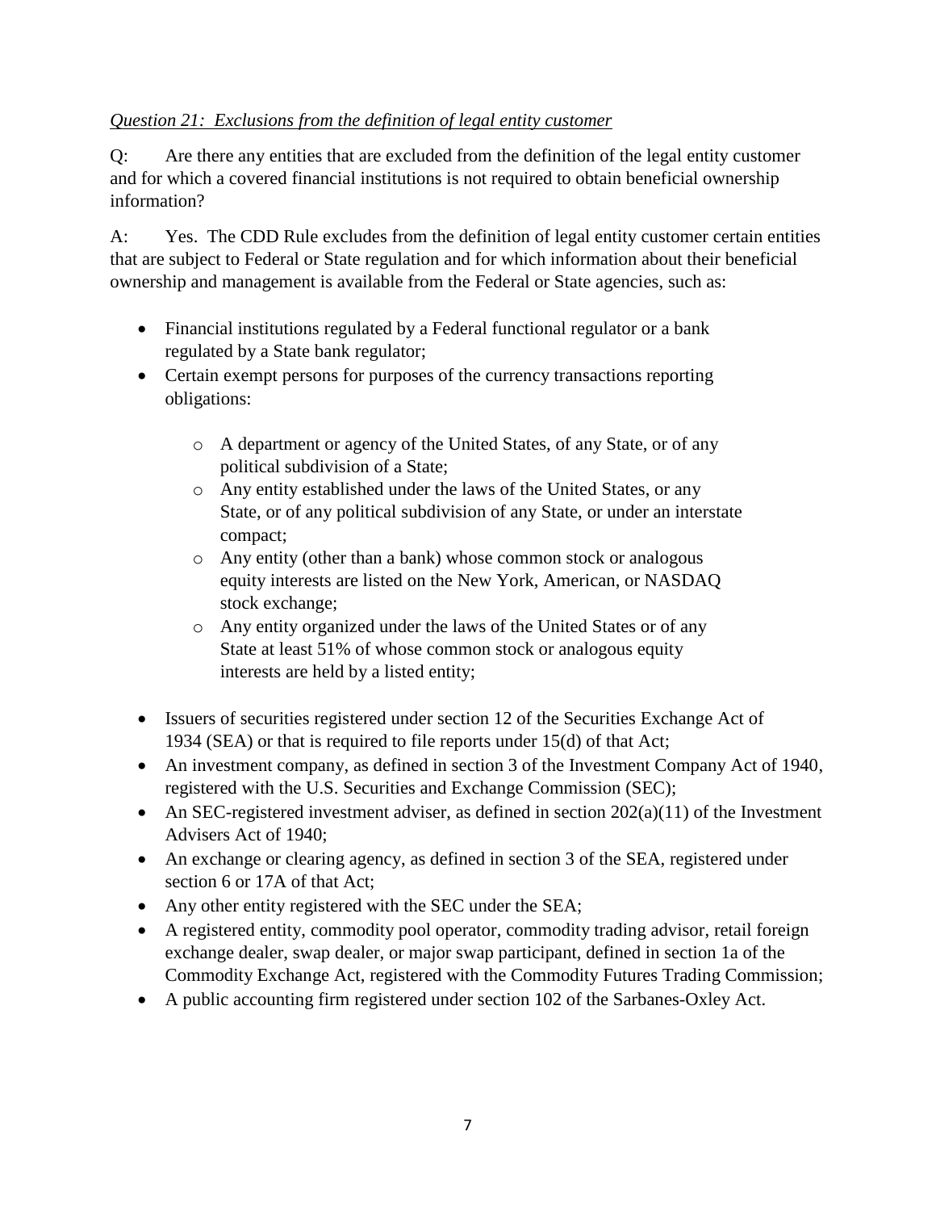*Question 21: Exclusions from the definition of legal entity customer*

Q: Are there any entities that are excluded from the definition of the legal entity customer and for which a covered financial institutions is not required to obtain beneficial ownership information?

A: Yes. The CDD Rule excludes from the definition of legal entity customer certain entities that are subject to Federal or State regulation and for which information about their beneficial ownership and management is available from the Federal or State agencies, such as:

- Financial institutions regulated by a Federal functional regulator or a bank regulated by a State bank regulator;
- Certain exempt persons for purposes of the currency transactions reporting obligations:
  - A department or agency of the United States, of any State, or of any political subdivision of a State;
  - Any entity established under the laws of the United States, or any State, or of any political subdivision of any State, or under an interstate compact;
  - Any entity (other than a bank) whose common stock or analogous equity interests are listed on the New York, American, or NASDAQ stock exchange;
  - Any entity organized under the laws of the United States or of any State at least 51% of whose common stock or analogous equity interests are held by a listed entity;
- Issuers of securities registered under section 12 of the Securities Exchange Act of 1934 (SEA) or that is required to file reports under 15(d) of that Act;
- An investment company, as defined in section 3 of the Investment Company Act of 1940, registered with the U.S. Securities and Exchange Commission (SEC);
- An SEC-registered investment adviser, as defined in section 202(a)(11) of the Investment Advisers Act of 1940;
- An exchange or clearing agency, as defined in section 3 of the SEA, registered under section 6 or 17A of that Act;
- Any other entity registered with the SEC under the SEA;
- A registered entity, commodity pool operator, commodity trading advisor, retail foreign exchange dealer, swap dealer, or major swap participant, defined in section 1a of the Commodity Exchange Act, registered with the Commodity Futures Trading Commission;
- A public accounting firm registered under section 102 of the Sarbanes-Oxley Act.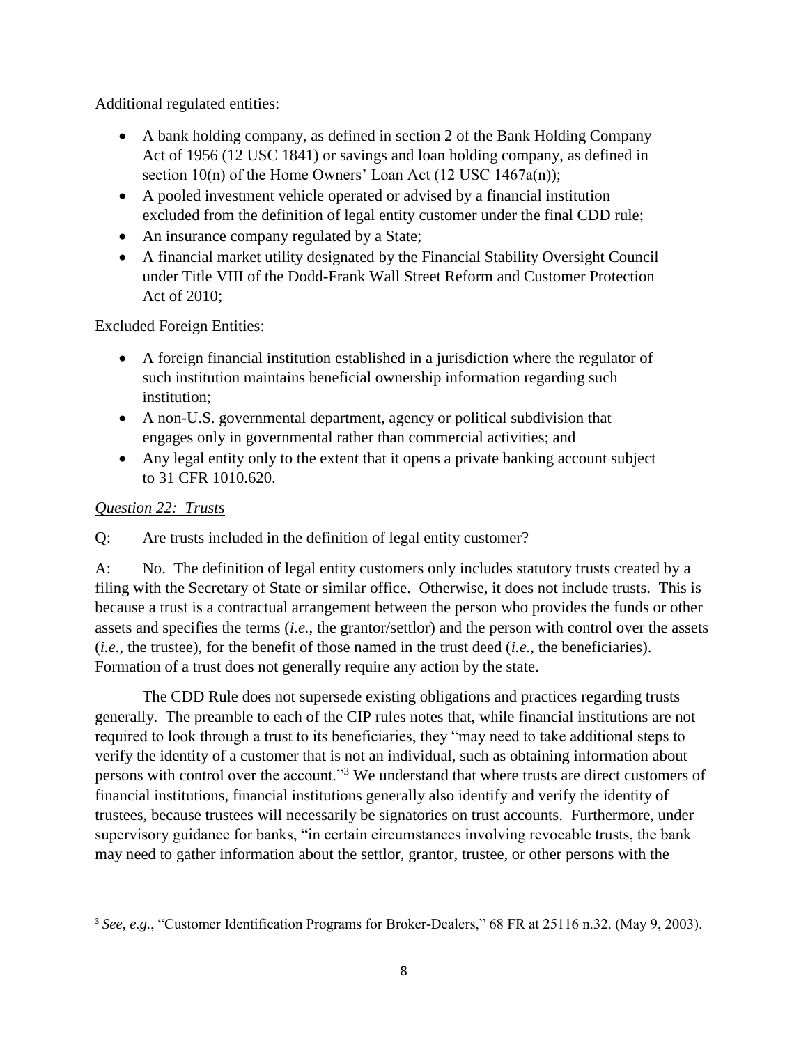Additional regulated entities:

- A bank holding company, as defined in section 2 of the Bank Holding Company Act of 1956 (12 USC 1841) or savings and loan holding company, as defined in section 10(n) of the Home Owners' Loan Act (12 USC 1467a(n));
- A pooled investment vehicle operated or advised by a financial institution excluded from the definition of legal entity customer under the final CDD rule;
- An insurance company regulated by a State;
- A financial market utility designated by the Financial Stability Oversight Council under Title VIII of the Dodd-Frank Wall Street Reform and Customer Protection Act of 2010;

Excluded Foreign Entities:

- A foreign financial institution established in a jurisdiction where the regulator of such institution maintains beneficial ownership information regarding such institution;
- A non-U.S. governmental department, agency or political subdivision that engages only in governmental rather than commercial activities; and
- Any legal entity only to the extent that it opens a private banking account subject to 31 CFR 1010.620.

*Question 22: Trusts*

Q: Are trusts included in the definition of legal entity customer?

A: No. The definition of legal entity customers only includes statutory trusts created by a filing with the Secretary of State or similar office. Otherwise, it does not include trusts. This is because a trust is a contractual arrangement between the person who provides the funds or other assets and specifies the terms (*i.e.*, the grantor/settlor) and the person with control over the assets (*i.e.*, the trustee), for the benefit of those named in the trust deed (*i.e.*, the beneficiaries). Formation of a trust does not generally require any action by the state.

The CDD Rule does not supersede existing obligations and practices regarding trusts generally. The preamble to each of the CIP rules notes that, while financial institutions are not required to look through a trust to its beneficiaries, they "may need to take additional steps to verify the identity of a customer that is not an individual, such as obtaining information about persons with control over the account."[3] We understand that where trusts are direct customers of financial institutions, financial institutions generally also identify and verify the identity of trustees, because trustees will necessarily be signatories on trust accounts. Furthermore, under supervisory guidance for banks, "in certain circumstances involving revocable trusts, the bank may need to gather information about the settlor, grantor, trustee, or other persons with the

[3] *See*, *e.g.*, "Customer Identification Programs for Broker-Dealers," 68 FR at 25116 n.32. (May 9, 2003).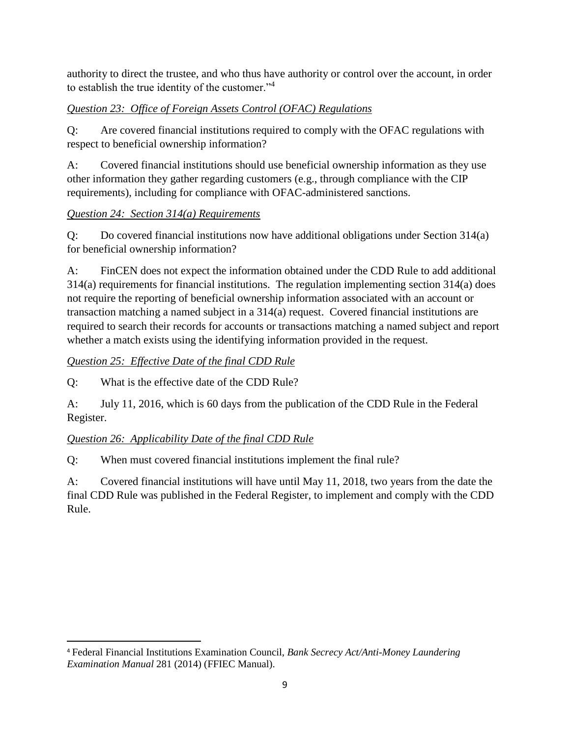authority to direct the trustee, and who thus have authority or control over the account, in order to establish the true identity of the customer."[4]

*Question 23: Office of Foreign Assets Control (OFAC) Regulations*

Q: Are covered financial institutions required to comply with the OFAC regulations with respect to beneficial ownership information?

A: Covered financial institutions should use beneficial ownership information as they use other information they gather regarding customers (e.g., through compliance with the CIP requirements), including for compliance with OFAC-administered sanctions.

*Question 24: Section 314(a) Requirements*

Q: Do covered financial institutions now have additional obligations under Section 314(a) for beneficial ownership information?

A: FinCEN does not expect the information obtained under the CDD Rule to add additional 314(a) requirements for financial institutions. The regulation implementing section 314(a) does not require the reporting of beneficial ownership information associated with an account or transaction matching a named subject in a 314(a) request. Covered financial institutions are required to search their records for accounts or transactions matching a named subject and report whether a match exists using the identifying information provided in the request.

*Question 25: Effective Date of the final CDD Rule*

Q: What is the effective date of the CDD Rule?

A: July 11, 2016, which is 60 days from the publication of the CDD Rule in the Federal Register.

*Question 26: Applicability Date of the final CDD Rule*

Q: When must covered financial institutions implement the final rule?

A: Covered financial institutions will have until May 11, 2018, two years from the date the final CDD Rule was published in the Federal Register, to implement and comply with the CDD Rule.

[4] Federal Financial Institutions Examination Council, *Bank Secrecy Act/Anti-Money Laundering Examination Manual* 281 (2014) (FFIEC Manual).